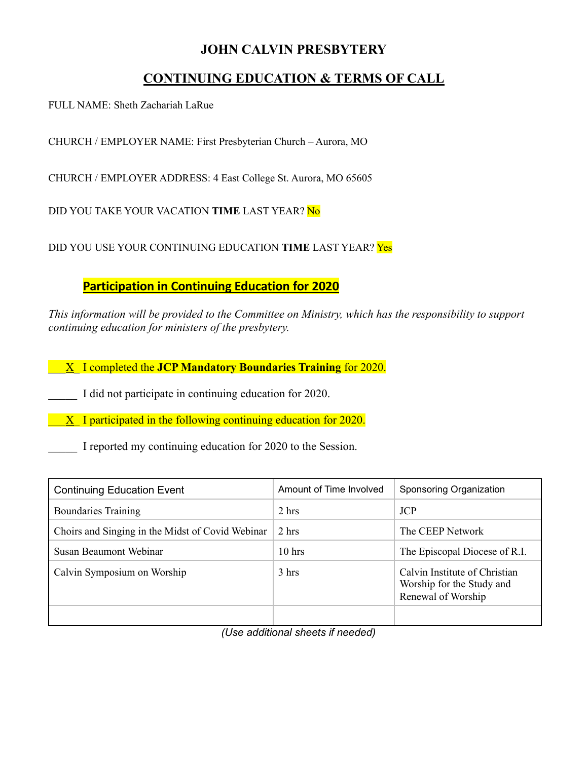# JOHN CALVIN PRESBYTERY

## CONTINUING EDUCATION & TERMS OF CALL

FULL NAME: Sheth Zachariah LaRue

CHURCH / EMPLOYER NAME: First Presbyterian Church – Aurora, MO

CHURCH / EMPLOYER ADDRESS: 4 East College St. Aurora, MO 65605

DID YOU TAKE YOUR VACATION **TIME** LAST YEAR? No

DID YOU USE YOUR CONTINUING EDUCATION **TIME** LAST YEAR? Yes

### Participation in Continuing Education for 2020

*This information will be provided to the Committee on Ministry, which has the responsibility to support continuing education for ministers of the presbytery.*

\_\_\_X\_ I completed the **JCP Mandatory Boundaries Training** for 2020.

\_\_\_\_\_ I did not participate in continuing education for 2020.

\_\_\_X\_ I participated in the following continuing education for 2020.

\_\_\_\_\_ I reported my continuing education for 2020 to the Session.

| Continuing Education Event | Amount of Time Involved | Sponsoring Organization |
|---|---|---|
| Boundaries Training | 2 hrs | JCP |
| Choirs and Singing in the Midst of Covid Webinar | 2 hrs | The CEEP Network |
| Susan Beaumont Webinar | 10 hrs | The Episcopal Diocese of R.I. |
| Calvin Symposium on Worship | 3 hrs | Calvin Institute of Christian Worship for the Study and Renewal of Worship |
| | | |

*(Use additional sheets if needed)*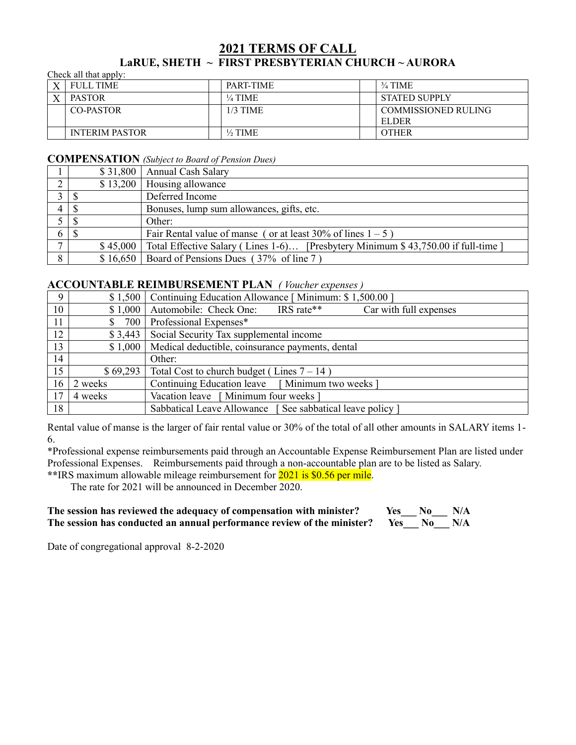# 2021 TERMS OF CALL

## LaRUE, SHETH ~ FIRST PRESBYTERIAN CHURCH ~ AURORA

Check all that apply:

| | | | | | |
|---|---|---|---|---|---|
| X | FULL TIME | | PART-TIME | | ¾ TIME |
| X | PASTOR | | ¼ TIME | | STATED SUPPLY |
| | CO-PASTOR | | 1/3 TIME | | COMMISSIONED RULING ELDER |
| | INTERIM PASTOR | | ½ TIME | | OTHER |

**COMPENSATION** *(Subject to Board of Pension Dues)*

| | | |
|---|---|---|
| 1 | $ 31,800 | Annual Cash Salary |
| 2 | $ 13,200 | Housing allowance |
| 3 | $ | Deferred Income |
| 4 | $ | Bonuses, lump sum allowances, gifts, etc. |
| 5 | $ | Other: |
| 6 | $ | Fair Rental value of manse ( or at least 30% of lines 1 – 5 ) |
| 7 | $ 45,000 | Total Effective Salary ( Lines 1-6)… [Presbytery Minimum $ 43,750.00 if full-time ] |
| 8 | $ 16,650 | Board of Pensions Dues ( 37% of line 7 ) |

**ACCOUNTABLE REIMBURSEMENT PLAN** *( Voucher expenses )*

| | | |
|---|---|---|
| 9 | $ 1,500 | Continuing Education Allowance [ Minimum: $ 1,500.00 ] |
| 10 | $ 1,000 | Automobile: Check One: IRS rate** Car with full expenses |
| 11 | $ 700 | Professional Expenses* |
| 12 | $ 3,443 | Social Security Tax supplemental income |
| 13 | $ 1,000 | Medical deductible, coinsurance payments, dental |
| 14 | | Other: |
| 15 | $ 69,293 | Total Cost to church budget ( Lines 7 – 14 ) |
| 16 | 2 weeks | Continuing Education leave [ Minimum two weeks ] |
| 17 | 4 weeks | Vacation leave [ Minimum four weeks ] |
| 18 | | Sabbatical Leave Allowance [ See sabbatical leave policy ] |

Rental value of manse is the larger of fair rental value or 30% of the total of all other amounts in SALARY items 1-6.

*Professional expense reimbursements paid through an Accountable Expense Reimbursement Plan are listed under Professional Expenses. Reimbursements paid through a non-accountable plan are to be listed as Salary.

**IRS maximum allowable mileage reimbursement for 2021 is $0.56 per mile.

The rate for 2021 will be announced in December 2020.

**The session has reviewed the adequacy of compensation with minister? Yes___ No___ N/A**

**The session has conducted an annual performance review of the minister? Yes___ No___ N/A**

Date of congregational approval 8-2-2020